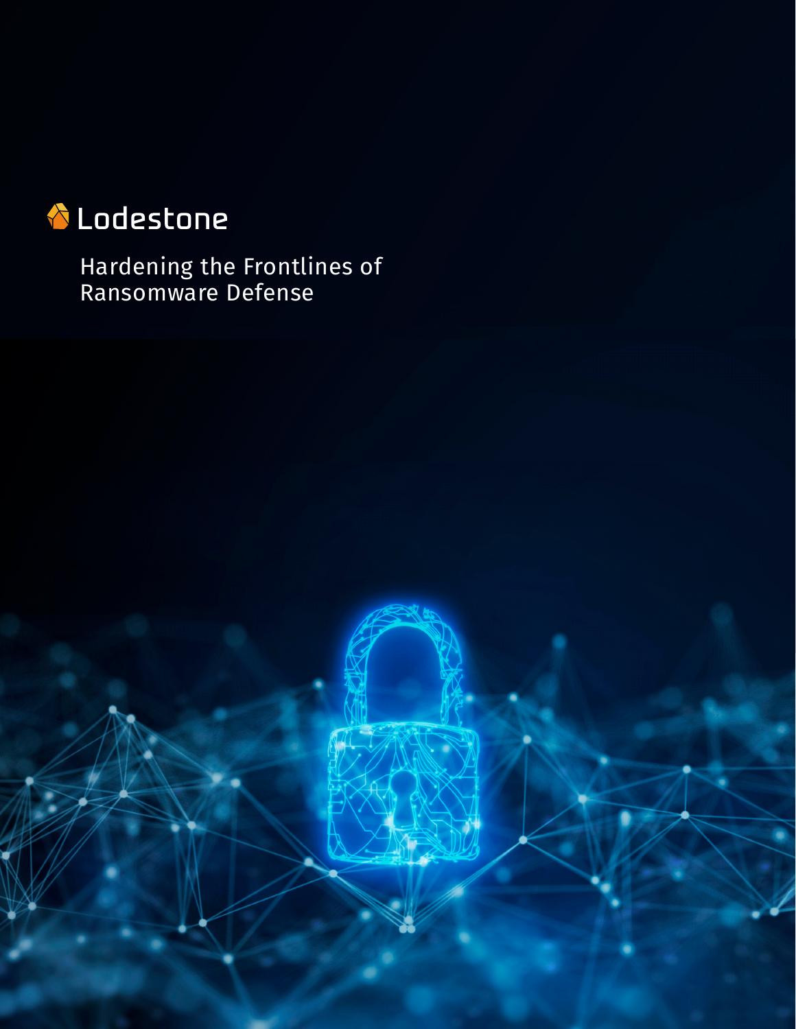Lodestone

# Hardening the Frontlines of Ransomware Defense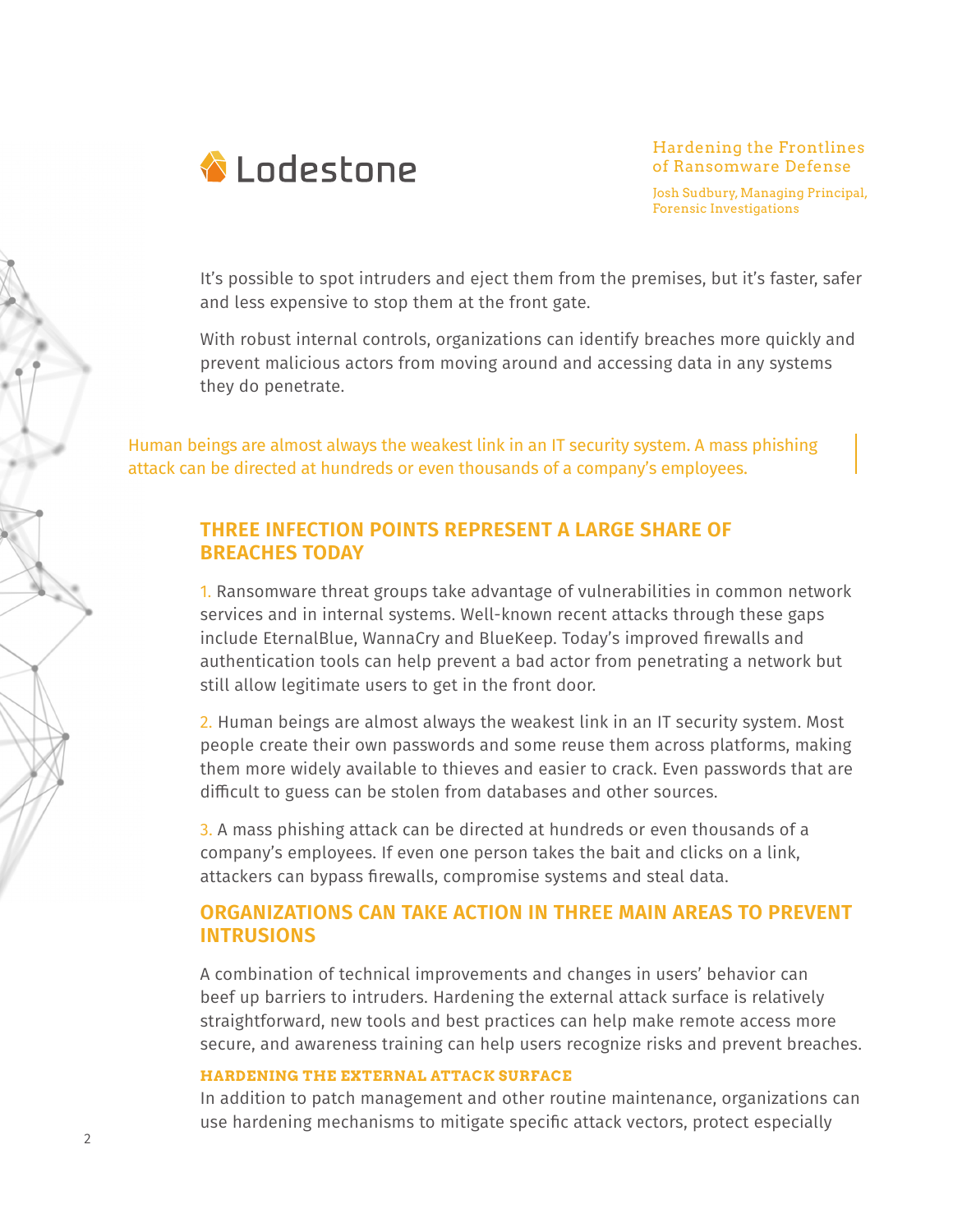Lodestone

Hardening the Frontlines of Ransomware Defense

Josh Sudbury, Managing Principal, Forensic Investigations

It's possible to spot intruders and eject them from the premises, but it's faster, safer and less expensive to stop them at the front gate.

With robust internal controls, organizations can identify breaches more quickly and prevent malicious actors from moving around and accessing data in any systems they do penetrate.

> Human beings are almost always the weakest link in an IT security system. A mass phishing attack can be directed at hundreds or even thousands of a company's employees.

## THREE INFECTION POINTS REPRESENT A LARGE SHARE OF BREACHES TODAY

1. Ransomware threat groups take advantage of vulnerabilities in common network services and in internal systems. Well-known recent attacks through these gaps include EternalBlue, WannaCry and BlueKeep. Today's improved firewalls and authentication tools can help prevent a bad actor from penetrating a network but still allow legitimate users to get in the front door.

2. Human beings are almost always the weakest link in an IT security system. Most people create their own passwords and some reuse them across platforms, making them more widely available to thieves and easier to crack. Even passwords that are difficult to guess can be stolen from databases and other sources.

3. A mass phishing attack can be directed at hundreds or even thousands of a company's employees. If even one person takes the bait and clicks on a link, attackers can bypass firewalls, compromise systems and steal data.

## ORGANIZATIONS CAN TAKE ACTION IN THREE MAIN AREAS TO PREVENT INTRUSIONS

A combination of technical improvements and changes in users' behavior can beef up barriers to intruders. Hardening the external attack surface is relatively straightforward, new tools and best practices can help make remote access more secure, and awareness training can help users recognize risks and prevent breaches.

### HARDENING THE EXTERNAL ATTACK SURFACE

In addition to patch management and other routine maintenance, organizations can use hardening mechanisms to mitigate specific attack vectors, protect especially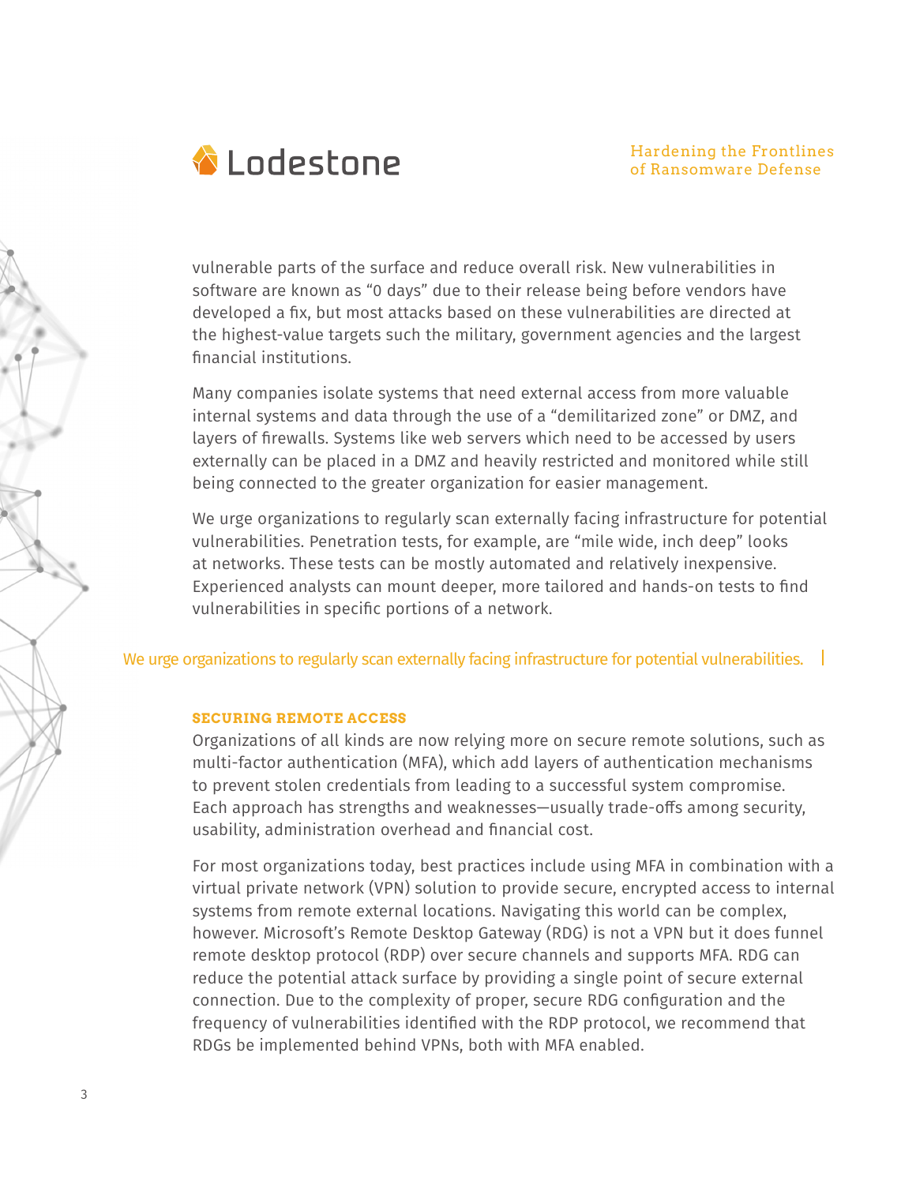vulnerable parts of the surface and reduce overall risk. New vulnerabilities in software are known as "0 days" due to their release being before vendors have developed a fix, but most attacks based on these vulnerabilities are directed at the highest-value targets such the military, government agencies and the largest financial institutions.

Many companies isolate systems that need external access from more valuable internal systems and data through the use of a "demilitarized zone" or DMZ, and layers of firewalls. Systems like web servers which need to be accessed by users externally can be placed in a DMZ and heavily restricted and monitored while still being connected to the greater organization for easier management.

We urge organizations to regularly scan externally facing infrastructure for potential vulnerabilities. Penetration tests, for example, are "mile wide, inch deep" looks at networks. These tests can be mostly automated and relatively inexpensive. Experienced analysts can mount deeper, more tailored and hands-on tests to find vulnerabilities in specific portions of a network.

> We urge organizations to regularly scan externally facing infrastructure for potential vulnerabilities.

### SECURING REMOTE ACCESS

Organizations of all kinds are now relying more on secure remote solutions, such as multi-factor authentication (MFA), which add layers of authentication mechanisms to prevent stolen credentials from leading to a successful system compromise. Each approach has strengths and weaknesses—usually trade-offs among security, usability, administration overhead and financial cost.

For most organizations today, best practices include using MFA in combination with a virtual private network (VPN) solution to provide secure, encrypted access to internal systems from remote external locations. Navigating this world can be complex, however. Microsoft's Remote Desktop Gateway (RDG) is not a VPN but it does funnel remote desktop protocol (RDP) over secure channels and supports MFA. RDG can reduce the potential attack surface by providing a single point of secure external connection. Due to the complexity of proper, secure RDG configuration and the frequency of vulnerabilities identified with the RDP protocol, we recommend that RDGs be implemented behind VPNs, both with MFA enabled.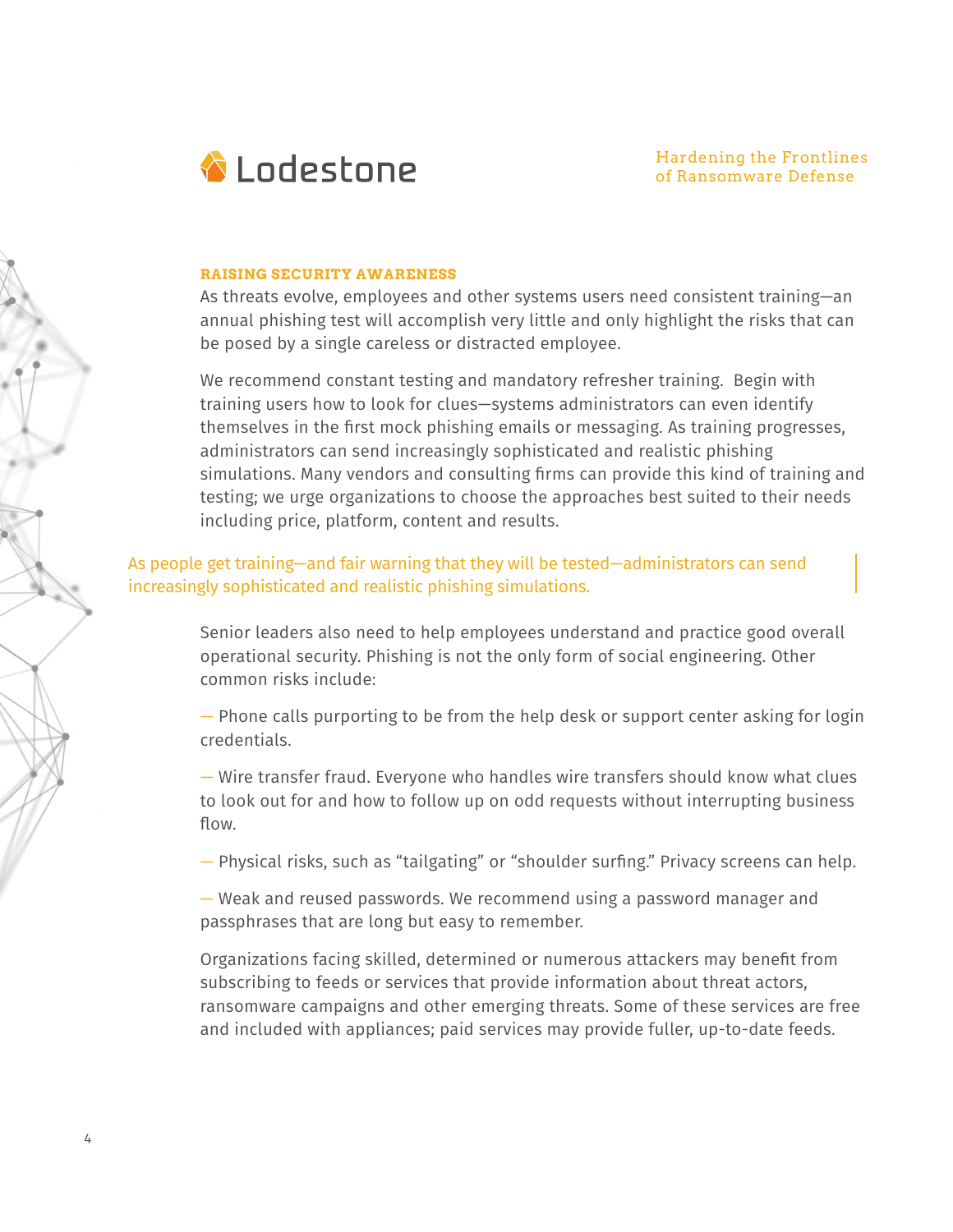## RAISING SECURITY AWARENESS

As threats evolve, employees and other systems users need consistent training—an annual phishing test will accomplish very little and only highlight the risks that can be posed by a single careless or distracted employee.

We recommend constant testing and mandatory refresher training. Begin with training users how to look for clues—systems administrators can even identify themselves in the first mock phishing emails or messaging. As training progresses, administrators can send increasingly sophisticated and realistic phishing simulations. Many vendors and consulting firms can provide this kind of training and testing; we urge organizations to choose the approaches best suited to their needs including price, platform, content and results.

> As people get training—and fair warning that they will be tested—administrators can send increasingly sophisticated and realistic phishing simulations.

Senior leaders also need to help employees understand and practice good overall operational security. Phishing is not the only form of social engineering. Other common risks include:

— Phone calls purporting to be from the help desk or support center asking for login credentials.

— Wire transfer fraud. Everyone who handles wire transfers should know what clues to look out for and how to follow up on odd requests without interrupting business flow.

— Physical risks, such as "tailgating" or "shoulder surfing." Privacy screens can help.

— Weak and reused passwords. We recommend using a password manager and passphrases that are long but easy to remember.

Organizations facing skilled, determined or numerous attackers may benefit from subscribing to feeds or services that provide information about threat actors, ransomware campaigns and other emerging threats. Some of these services are free and included with appliances; paid services may provide fuller, up-to-date feeds.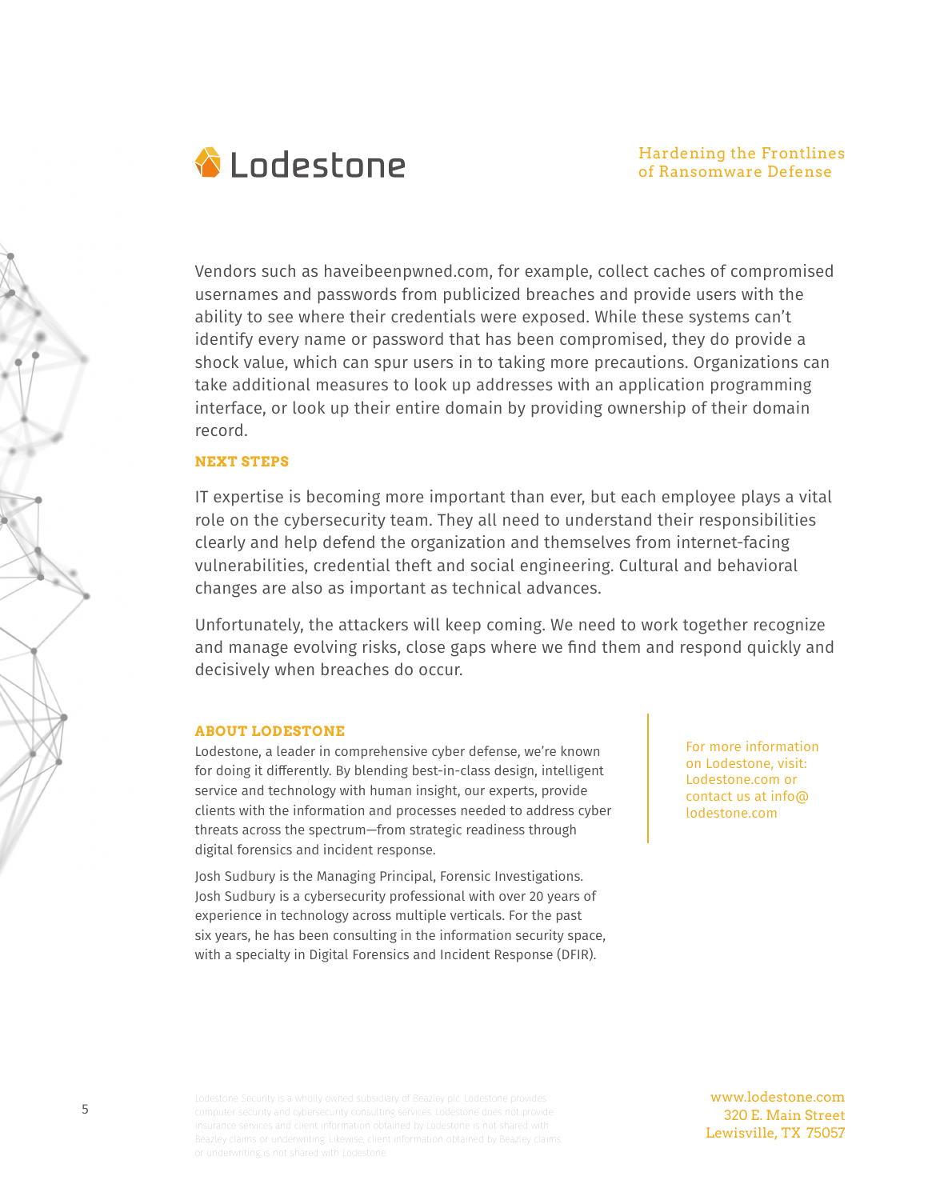Vendors such as haveibeenpwned.com, for example, collect caches of compromised usernames and passwords from publicized breaches and provide users with the ability to see where their credentials were exposed. While these systems can't identify every name or password that has been compromised, they do provide a shock value, which can spur users in to taking more precautions. Organizations can take additional measures to look up addresses with an application programming interface, or look up their entire domain by providing ownership of their domain record.

## NEXT STEPS

IT expertise is becoming more important than ever, but each employee plays a vital role on the cybersecurity team. They all need to understand their responsibilities clearly and help defend the organization and themselves from internet-facing vulnerabilities, credential theft and social engineering. Cultural and behavioral changes are also as important as technical advances.

Unfortunately, the attackers will keep coming. We need to work together recognize and manage evolving risks, close gaps where we find them and respond quickly and decisively when breaches do occur.

## ABOUT LODESTONE

Lodestone, a leader in comprehensive cyber defense, we're known for doing it differently. By blending best-in-class design, intelligent service and technology with human insight, our experts, provide clients with the information and processes needed to address cyber threats across the spectrum—from strategic readiness through digital forensics and incident response.

Josh Sudbury is the Managing Principal, Forensic Investigations. Josh Sudbury is a cybersecurity professional with over 20 years of experience in technology across multiple verticals. For the past six years, he has been consulting in the information security space, with a specialty in Digital Forensics and Incident Response (DFIR).

For more information on Lodestone, visit: Lodestone.com or contact us at info@lodestone.com

Lodestone Security is a wholly owned subsidiary of Beazley plc. Lodestone provides computer security and cybersecurity consulting services. Lodestone does not provide insurance services and client information obtained by Lodestone is not shared with Beazley claims or underwriting. Likewise, client information obtained by Beazley claims or underwriting is not shared with Lodestone.

www.lodestone.com
320 E. Main Street
Lewisville, TX 75057